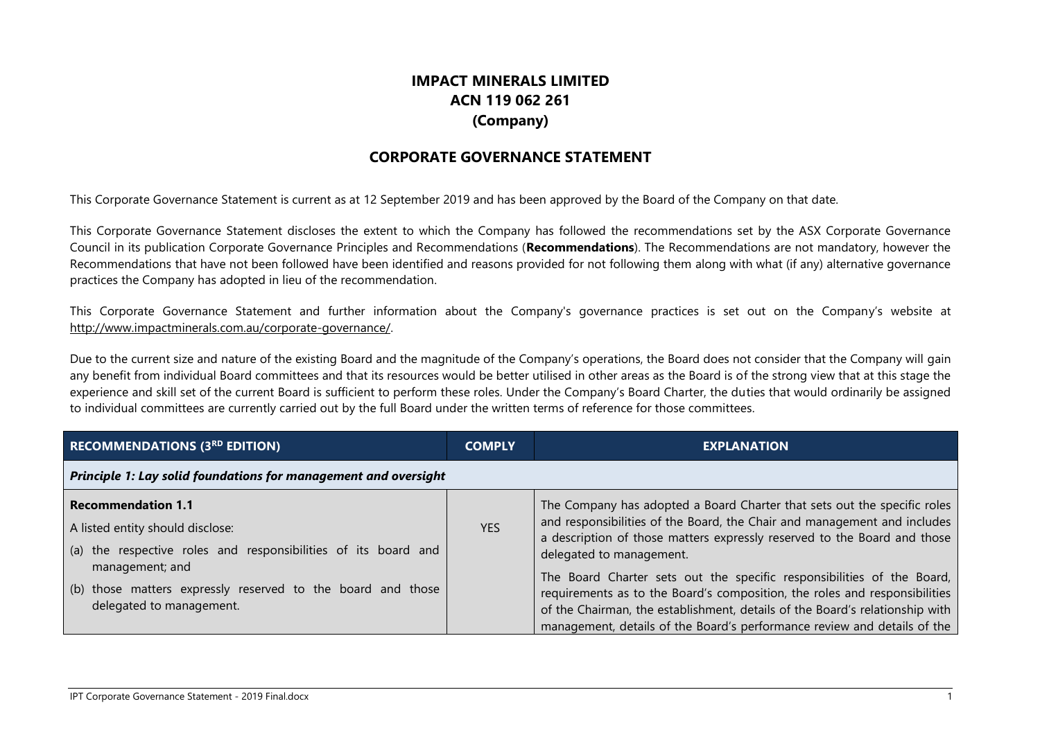# IMPACT MINERALS LIMITED
# ACN 119 062 261
# (Company)

## CORPORATE GOVERNANCE STATEMENT

This Corporate Governance Statement is current as at 12 September 2019 and has been approved by the Board of the Company on that date.

This Corporate Governance Statement discloses the extent to which the Company has followed the recommendations set by the ASX Corporate Governance Council in its publication Corporate Governance Principles and Recommendations (**Recommendations**). The Recommendations are not mandatory, however the Recommendations that have not been followed have been identified and reasons provided for not following them along with what (if any) alternative governance practices the Company has adopted in lieu of the recommendation.

This Corporate Governance Statement and further information about the Company's governance practices is set out on the Company's website at http://www.impactminerals.com.au/corporate-governance/.

Due to the current size and nature of the existing Board and the magnitude of the Company's operations, the Board does not consider that the Company will gain any benefit from individual Board committees and that its resources would be better utilised in other areas as the Board is of the strong view that at this stage the experience and skill set of the current Board is sufficient to perform these roles. Under the Company's Board Charter, the duties that would ordinarily be assigned to individual committees are currently carried out by the full Board under the written terms of reference for those committees.

| RECOMMENDATIONS (3RD EDITION) | COMPLY | EXPLANATION |
|---|---|---|
| ***Principle 1: Lay solid foundations for management and oversight*** | | |
| **Recommendation 1.1**<br>A listed entity should disclose:<br>(a) the respective roles and responsibilities of its board and management; and<br>(b) those matters expressly reserved to the board and those delegated to management. | YES | The Company has adopted a Board Charter that sets out the specific roles and responsibilities of the Board, the Chair and management and includes a description of those matters expressly reserved to the Board and those delegated to management.<br>The Board Charter sets out the specific responsibilities of the Board, requirements as to the Board's composition, the roles and responsibilities of the Chairman, the establishment, details of the Board's relationship with management, details of the Board's performance review and details of the |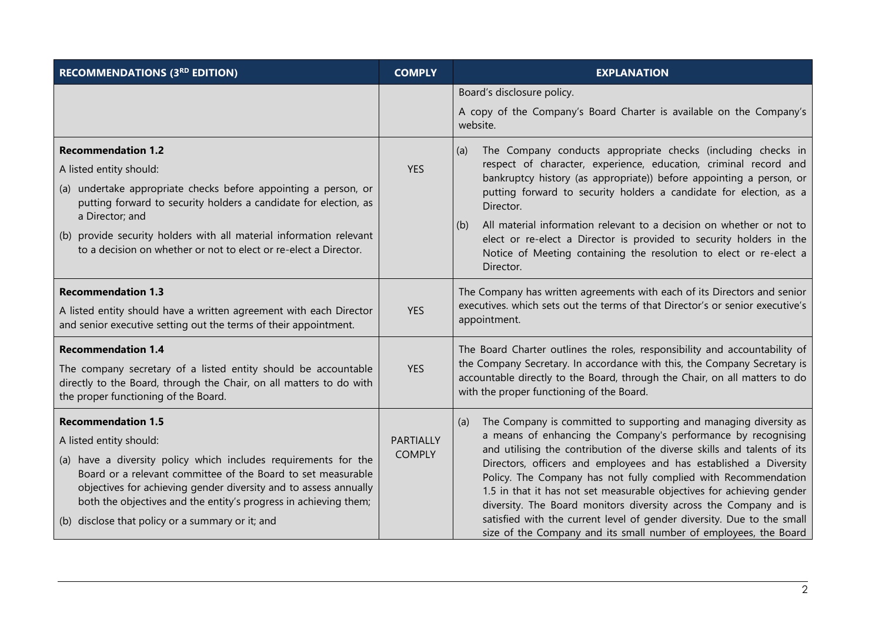| RECOMMENDATIONS (3RD EDITION) | COMPLY | EXPLANATION |
|---|---|---|
| | | Board's disclosure policy.<br><br>A copy of the Company's Board Charter is available on the Company's website. |
| **Recommendation 1.2**<br><br>A listed entity should:<br><br>(a) undertake appropriate checks before appointing a person, or putting forward to security holders a candidate for election, as a Director; and<br><br>(b) provide security holders with all material information relevant to a decision on whether or not to elect or re-elect a Director. | YES | (a) The Company conducts appropriate checks (including checks in respect of character, experience, education, criminal record and bankruptcy history (as appropriate)) before appointing a person, or putting forward to security holders a candidate for election, as a Director.<br><br>(b) All material information relevant to a decision on whether or not to elect or re-elect a Director is provided to security holders in the Notice of Meeting containing the resolution to elect or re-elect a Director. |
| **Recommendation 1.3**<br><br>A listed entity should have a written agreement with each Director and senior executive setting out the terms of their appointment. | YES | The Company has written agreements with each of its Directors and senior executives. which sets out the terms of that Director's or senior executive's appointment. |
| **Recommendation 1.4**<br><br>The company secretary of a listed entity should be accountable directly to the Board, through the Chair, on all matters to do with the proper functioning of the Board. | YES | The Board Charter outlines the roles, responsibility and accountability of the Company Secretary. In accordance with this, the Company Secretary is accountable directly to the Board, through the Chair, on all matters to do with the proper functioning of the Board. |
| **Recommendation 1.5**<br><br>A listed entity should:<br><br>(a) have a diversity policy which includes requirements for the Board or a relevant committee of the Board to set measurable objectives for achieving gender diversity and to assess annually both the objectives and the entity's progress in achieving them;<br><br>(b) disclose that policy or a summary or it; and | PARTIALLY COMPLY | (a) The Company is committed to supporting and managing diversity as a means of enhancing the Company's performance by recognising and utilising the contribution of the diverse skills and talents of its Directors, officers and employees and has established a Diversity Policy. The Company has not fully complied with Recommendation 1.5 in that it has not set measurable objectives for achieving gender diversity. The Board monitors diversity across the Company and is satisfied with the current level of gender diversity. Due to the small size of the Company and its small number of employees, the Board |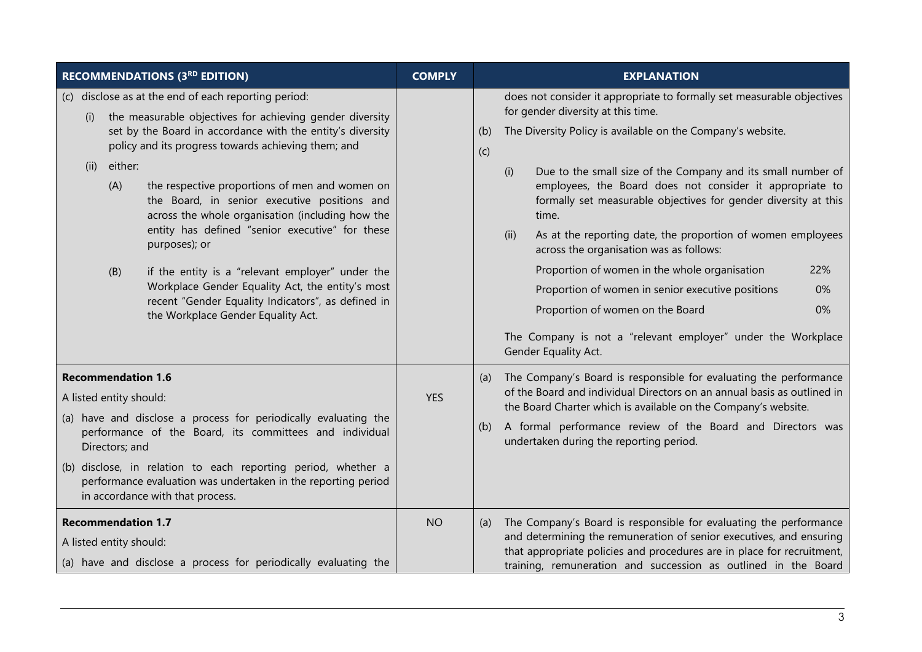| RECOMMENDATIONS (3RD EDITION) | COMPLY | EXPLANATION |
|---|---|---|
| (c) disclose as at the end of each reporting period:<br>(i) the measurable objectives for achieving gender diversity set by the Board in accordance with the entity's diversity policy and its progress towards achieving them; and<br>(ii) either:<br>(A) the respective proportions of men and women on the Board, in senior executive positions and across the whole organisation (including how the entity has defined "senior executive" for these purposes); or<br>(B) if the entity is a "relevant employer" under the Workplace Gender Equality Act, the entity's most recent "Gender Equality Indicators", as defined in the Workplace Gender Equality Act. | | does not consider it appropriate to formally set measurable objectives for gender diversity at this time.<br>(b) The Diversity Policy is available on the Company's website.<br>(c)<br>(i) Due to the small size of the Company and its small number of employees, the Board does not consider it appropriate to formally set measurable objectives for gender diversity at this time.<br>(ii) As at the reporting date, the proportion of women employees across the organisation was as follows:<br>Proportion of women in the whole organisation 22%<br>Proportion of women in senior executive positions 0%<br>Proportion of women on the Board 0%<br>The Company is not a "relevant employer" under the Workplace Gender Equality Act. |
| **Recommendation 1.6**<br>A listed entity should:<br>(a) have and disclose a process for periodically evaluating the performance of the Board, its committees and individual Directors; and<br>(b) disclose, in relation to each reporting period, whether a performance evaluation was undertaken in the reporting period in accordance with that process. | YES | (a) The Company's Board is responsible for evaluating the performance of the Board and individual Directors on an annual basis as outlined in the Board Charter which is available on the Company's website.<br>(b) A formal performance review of the Board and Directors was undertaken during the reporting period. |
| **Recommendation 1.7**<br>A listed entity should:<br>(a) have and disclose a process for periodically evaluating the | NO | (a) The Company's Board is responsible for evaluating the performance and determining the remuneration of senior executives, and ensuring that appropriate policies and procedures are in place for recruitment, training, remuneration and succession as outlined in the Board |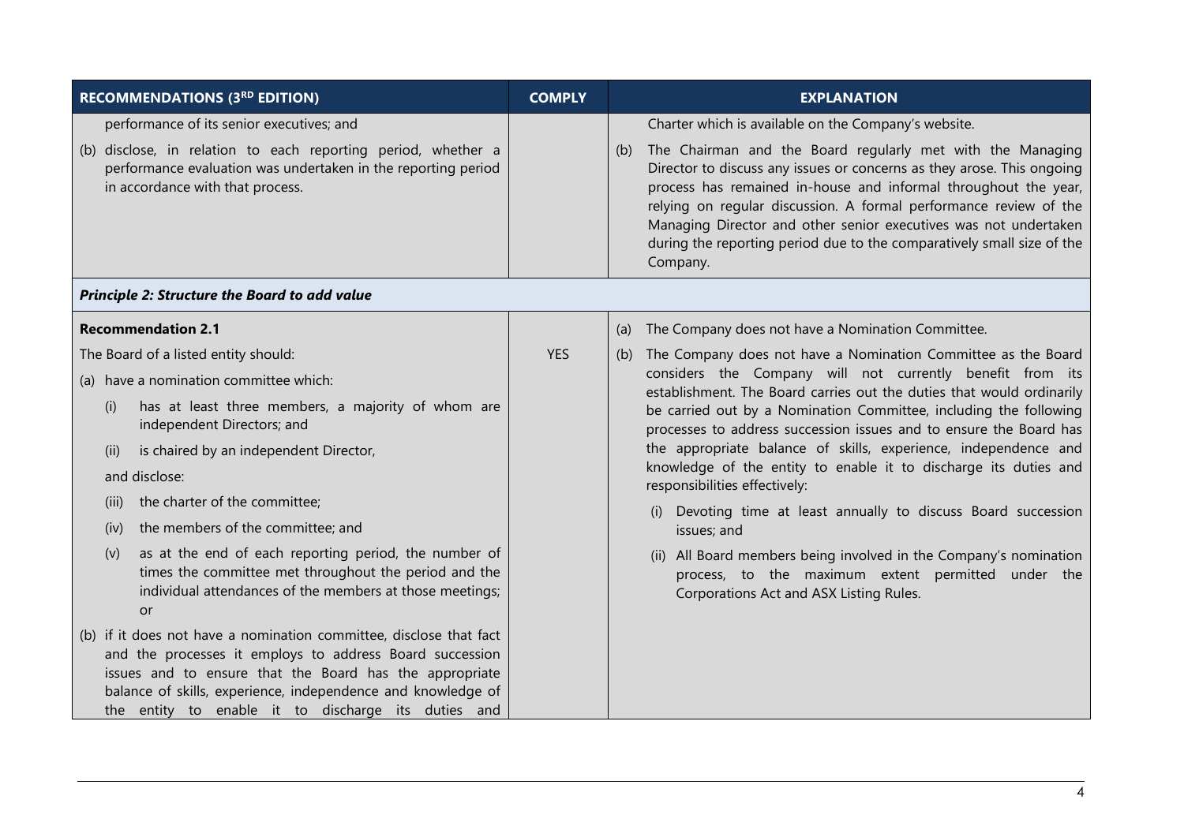| RECOMMENDATIONS (3RD EDITION) | COMPLY | EXPLANATION |
|---|---|---|
| performance of its senior executives; and<br><br>(b) disclose, in relation to each reporting period, whether a performance evaluation was undertaken in the reporting period in accordance with that process. | | Charter which is available on the Company's website.<br><br>(b) The Chairman and the Board regularly met with the Managing Director to discuss any issues or concerns as they arose. This ongoing process has remained in-house and informal throughout the year, relying on regular discussion. A formal performance review of the Managing Director and other senior executives was not undertaken during the reporting period due to the comparatively small size of the Company. |
| ***Principle 2: Structure the Board to add value*** | | |
| **Recommendation 2.1**<br><br>The Board of a listed entity should:<br><br>(a) have a nomination committee which:<br><br>(i) has at least three members, a majority of whom are independent Directors; and<br><br>(ii) is chaired by an independent Director,<br><br>and disclose:<br><br>(iii) the charter of the committee;<br><br>(iv) the members of the committee; and<br><br>(v) as at the end of each reporting period, the number of times the committee met throughout the period and the individual attendances of the members at those meetings; or<br><br>(b) if it does not have a nomination committee, disclose that fact and the processes it employs to address Board succession issues and to ensure that the Board has the appropriate balance of skills, experience, independence and knowledge of the entity to enable it to discharge its duties and | YES | (a) The Company does not have a Nomination Committee.<br><br>(b) The Company does not have a Nomination Committee as the Board considers the Company will not currently benefit from its establishment. The Board carries out the duties that would ordinarily be carried out by a Nomination Committee, including the following processes to address succession issues and to ensure the Board has the appropriate balance of skills, experience, independence and knowledge of the entity to enable it to discharge its duties and responsibilities effectively:<br><br>(i) Devoting time at least annually to discuss Board succession issues; and<br><br>(ii) All Board members being involved in the Company's nomination process, to the maximum extent permitted under the Corporations Act and ASX Listing Rules. |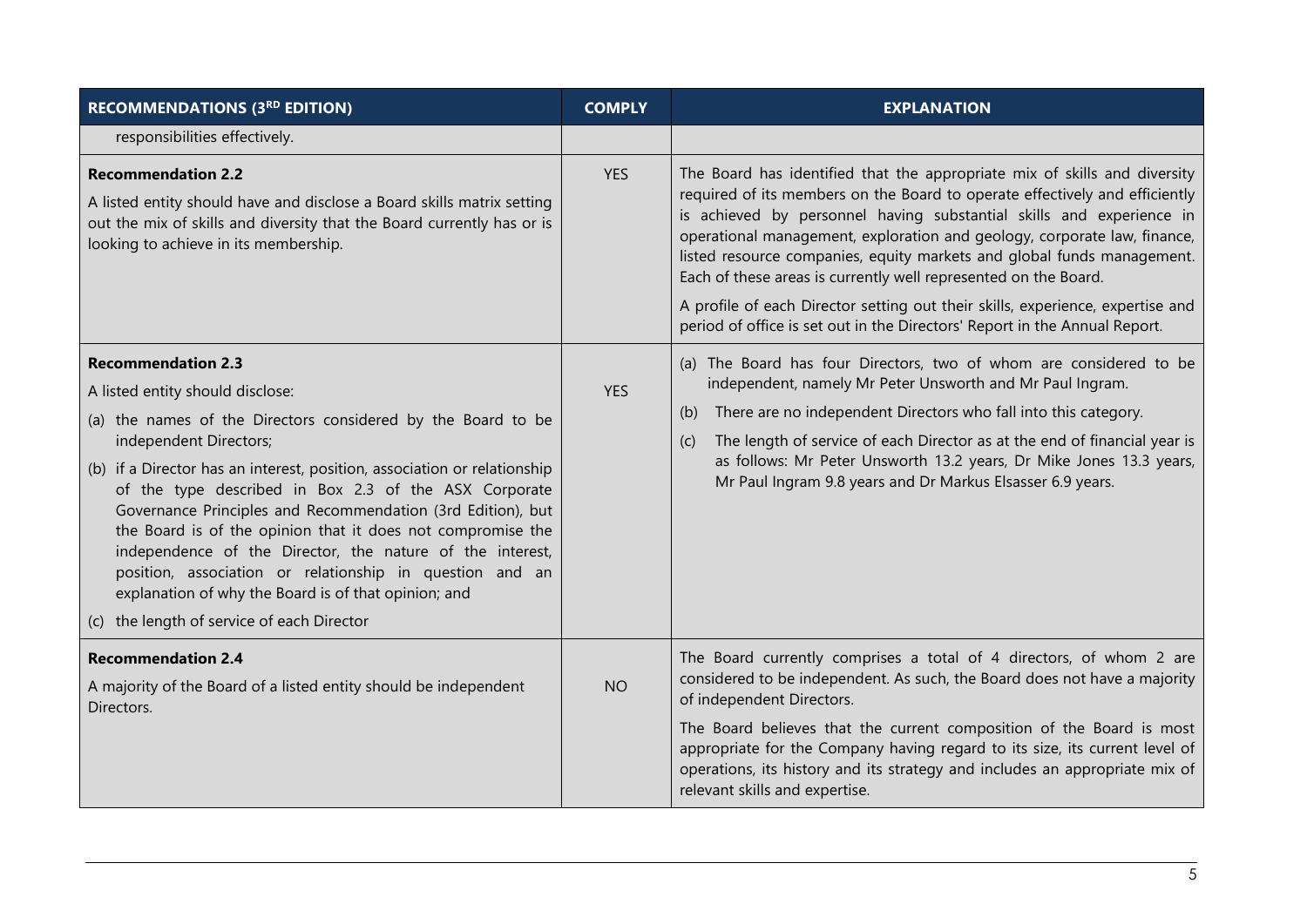| RECOMMENDATIONS (3RD EDITION) | COMPLY | EXPLANATION |
|---|---|---|
| responsibilities effectively. | | |
| **Recommendation 2.2**<br>A listed entity should have and disclose a Board skills matrix setting out the mix of skills and diversity that the Board currently has or is looking to achieve in its membership. | YES | The Board has identified that the appropriate mix of skills and diversity required of its members on the Board to operate effectively and efficiently is achieved by personnel having substantial skills and experience in operational management, exploration and geology, corporate law, finance, listed resource companies, equity markets and global funds management. Each of these areas is currently well represented on the Board.<br>A profile of each Director setting out their skills, experience, expertise and period of office is set out in the Directors' Report in the Annual Report. |
| **Recommendation 2.3**<br>A listed entity should disclose:<br>(a) the names of the Directors considered by the Board to be independent Directors;<br>(b) if a Director has an interest, position, association or relationship of the type described in Box 2.3 of the ASX Corporate Governance Principles and Recommendation (3rd Edition), but the Board is of the opinion that it does not compromise the independence of the Director, the nature of the interest, position, association or relationship in question and an explanation of why the Board is of that opinion; and<br>(c) the length of service of each Director | YES | (a) The Board has four Directors, two of whom are considered to be independent, namely Mr Peter Unsworth and Mr Paul Ingram.<br>(b) There are no independent Directors who fall into this category.<br>(c) The length of service of each Director as at the end of financial year is as follows: Mr Peter Unsworth 13.2 years, Dr Mike Jones 13.3 years, Mr Paul Ingram 9.8 years and Dr Markus Elsasser 6.9 years. |
| **Recommendation 2.4**<br>A majority of the Board of a listed entity should be independent Directors. | NO | The Board currently comprises a total of 4 directors, of whom 2 are considered to be independent. As such, the Board does not have a majority of independent Directors.<br>The Board believes that the current composition of the Board is most appropriate for the Company having regard to its size, its current level of operations, its history and its strategy and includes an appropriate mix of relevant skills and expertise. |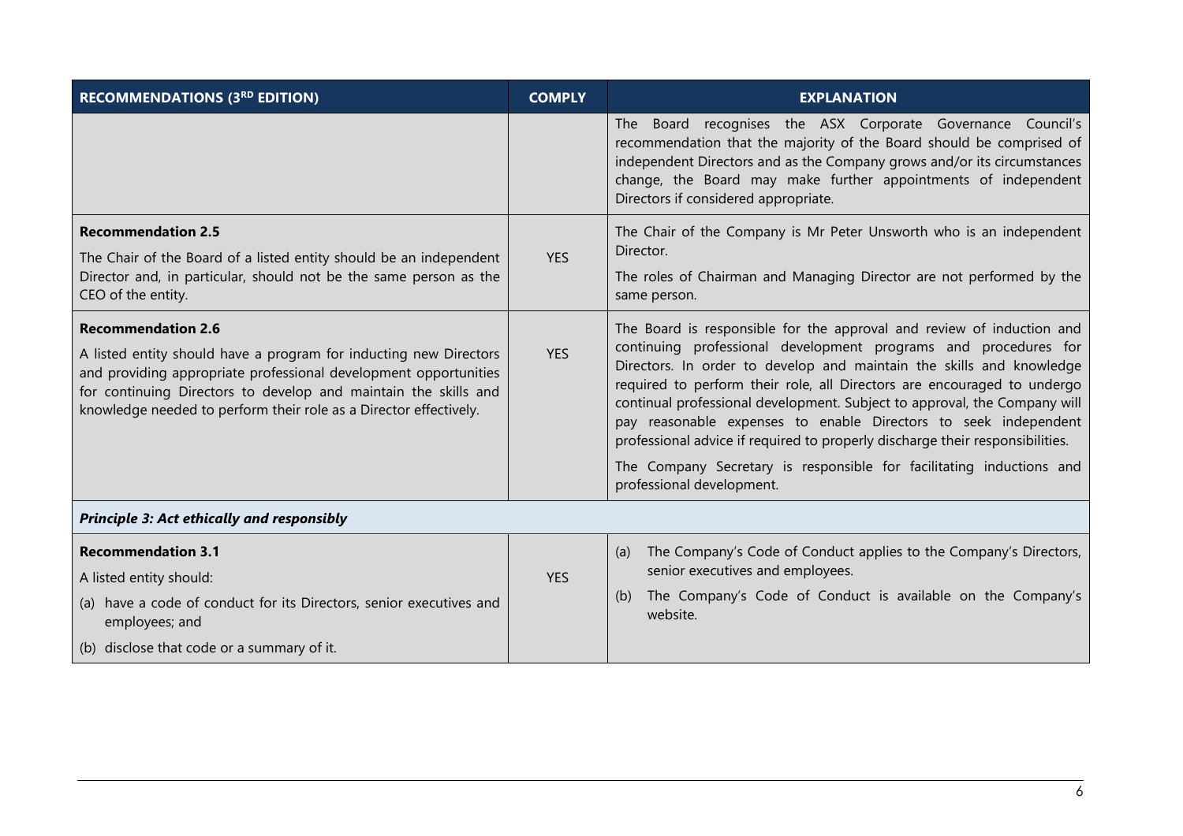| RECOMMENDATIONS (3RD EDITION) | COMPLY | EXPLANATION |
| --- | --- | --- |
| | | The Board recognises the ASX Corporate Governance Council's recommendation that the majority of the Board should be comprised of independent Directors and as the Company grows and/or its circumstances change, the Board may make further appointments of independent Directors if considered appropriate. |
| **Recommendation 2.5**<br>The Chair of the Board of a listed entity should be an independent Director and, in particular, should not be the same person as the CEO of the entity. | YES | The Chair of the Company is Mr Peter Unsworth who is an independent Director.<br>The roles of Chairman and Managing Director are not performed by the same person. |
| **Recommendation 2.6**<br>A listed entity should have a program for inducting new Directors and providing appropriate professional development opportunities for continuing Directors to develop and maintain the skills and knowledge needed to perform their role as a Director effectively. | YES | The Board is responsible for the approval and review of induction and continuing professional development programs and procedures for Directors. In order to develop and maintain the skills and knowledge required to perform their role, all Directors are encouraged to undergo continual professional development. Subject to approval, the Company will pay reasonable expenses to enable Directors to seek independent professional advice if required to properly discharge their responsibilities.<br>The Company Secretary is responsible for facilitating inductions and professional development. |
| ***Principle 3: Act ethically and responsibly*** | | |
| **Recommendation 3.1**<br>A listed entity should:<br>(a) have a code of conduct for its Directors, senior executives and employees; and<br>(b) disclose that code or a summary of it. | YES | (a) The Company's Code of Conduct applies to the Company's Directors, senior executives and employees.<br>(b) The Company's Code of Conduct is available on the Company's website. |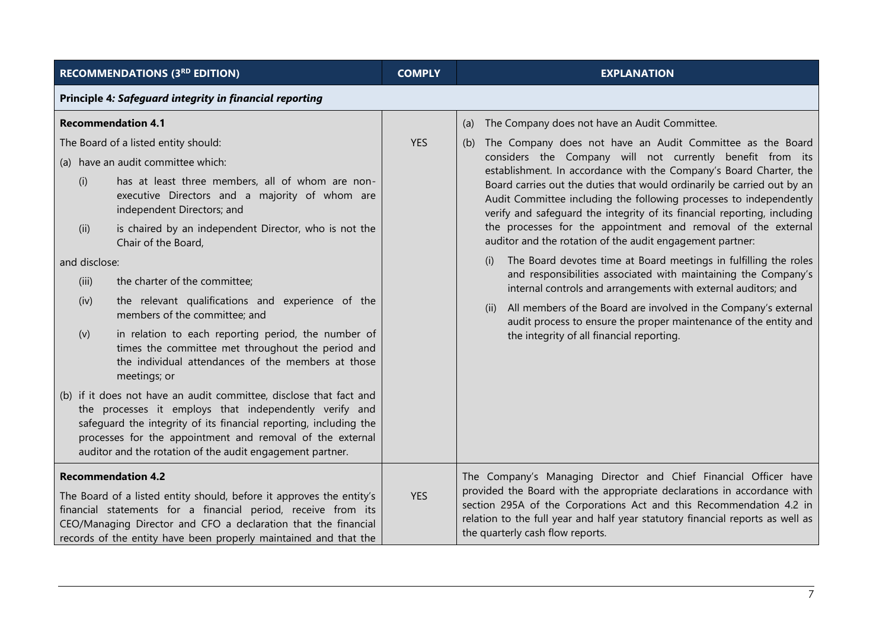| RECOMMENDATIONS (3RD EDITION) | COMPLY | EXPLANATION |
|---|---|---|
| **Principle 4: *Safeguard integrity in financial reporting*** | | |
| **Recommendation 4.1**<br>The Board of a listed entity should:<br>(a) have an audit committee which:<br>(i) has at least three members, all of whom are non-executive Directors and a majority of whom are independent Directors; and<br>(ii) is chaired by an independent Director, who is not the Chair of the Board,<br>and disclose:<br>(iii) the charter of the committee;<br>(iv) the relevant qualifications and experience of the members of the committee; and<br>(v) in relation to each reporting period, the number of times the committee met throughout the period and the individual attendances of the members at those meetings; or<br>(b) if it does not have an audit committee, disclose that fact and the processes it employs that independently verify and safeguard the integrity of its financial reporting, including the processes for the appointment and removal of the external auditor and the rotation of the audit engagement partner. | YES | (a) The Company does not have an Audit Committee.<br>(b) The Company does not have an Audit Committee as the Board considers the Company will not currently benefit from its establishment. In accordance with the Company's Board Charter, the Board carries out the duties that would ordinarily be carried out by an Audit Committee including the following processes to independently verify and safeguard the integrity of its financial reporting, including the processes for the appointment and removal of the external auditor and the rotation of the audit engagement partner:<br>(i) The Board devotes time at Board meetings in fulfilling the roles and responsibilities associated with maintaining the Company's internal controls and arrangements with external auditors; and<br>(ii) All members of the Board are involved in the Company's external audit process to ensure the proper maintenance of the entity and the integrity of all financial reporting. |
| **Recommendation 4.2**<br>The Board of a listed entity should, before it approves the entity's financial statements for a financial period, receive from its CEO/Managing Director and CFO a declaration that the financial records of the entity have been properly maintained and that the | YES | The Company's Managing Director and Chief Financial Officer have provided the Board with the appropriate declarations in accordance with section 295A of the Corporations Act and this Recommendation 4.2 in relation to the full year and half year statutory financial reports as well as the quarterly cash flow reports. |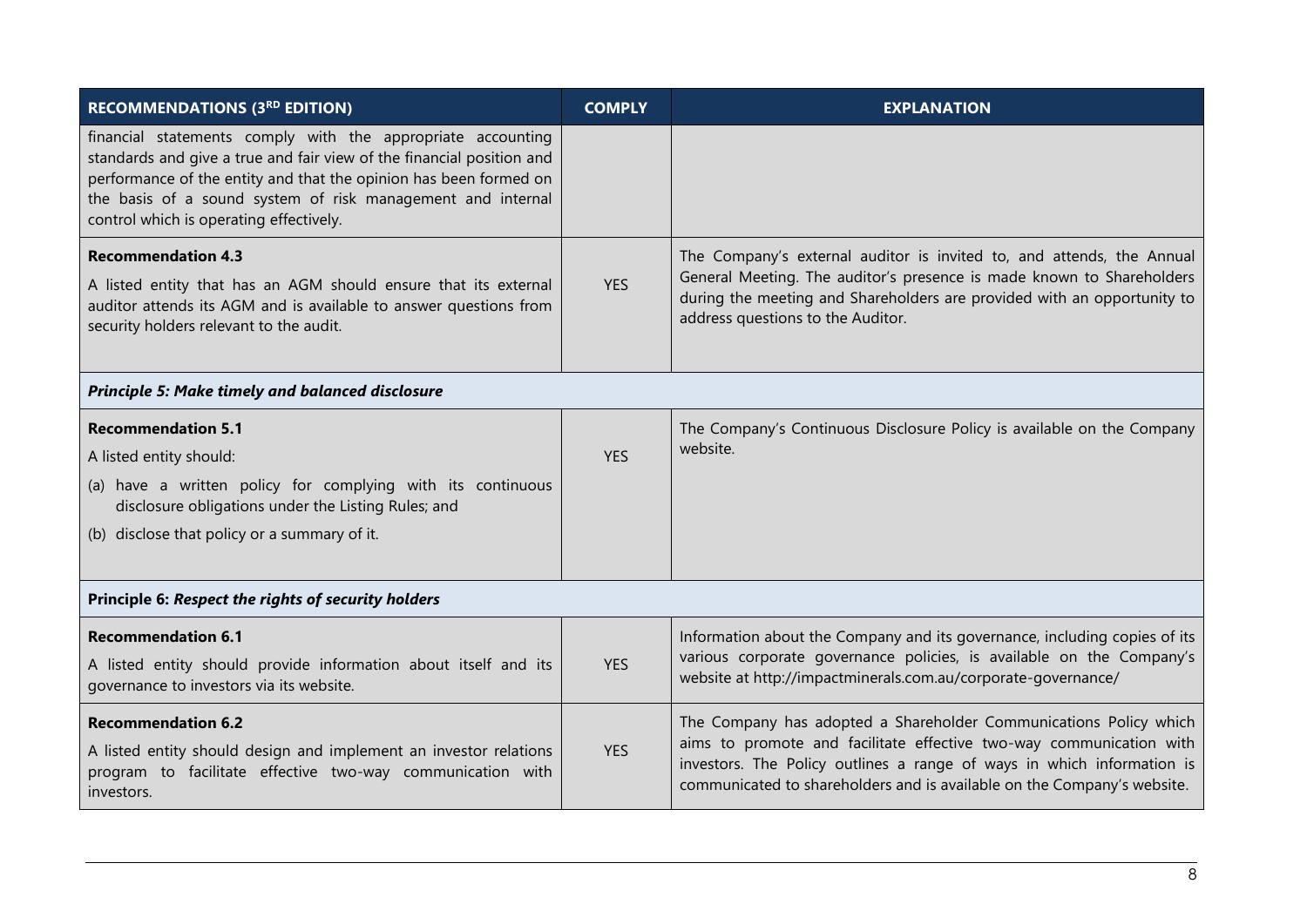| RECOMMENDATIONS (3RD EDITION) | COMPLY | EXPLANATION |
|---|---|---|
| financial statements comply with the appropriate accounting standards and give a true and fair view of the financial position and performance of the entity and that the opinion has been formed on the basis of a sound system of risk management and internal control which is operating effectively. | | |
| **Recommendation 4.3**<br>A listed entity that has an AGM should ensure that its external auditor attends its AGM and is available to answer questions from security holders relevant to the audit. | YES | The Company's external auditor is invited to, and attends, the Annual General Meeting. The auditor's presence is made known to Shareholders during the meeting and Shareholders are provided with an opportunity to address questions to the Auditor. |
| ***Principle 5: Make timely and balanced disclosure*** | | |
| **Recommendation 5.1**<br>A listed entity should:<br>(a) have a written policy for complying with its continuous disclosure obligations under the Listing Rules; and<br>(b) disclose that policy or a summary of it. | YES | The Company's Continuous Disclosure Policy is available on the Company website. |
| **Principle 6: *Respect the rights of security holders*** | | |
| **Recommendation 6.1**<br>A listed entity should provide information about itself and its governance to investors via its website. | YES | Information about the Company and its governance, including copies of its various corporate governance policies, is available on the Company's website at http://impactminerals.com.au/corporate-governance/ |
| **Recommendation 6.2**<br>A listed entity should design and implement an investor relations program to facilitate effective two-way communication with investors. | YES | The Company has adopted a Shareholder Communications Policy which aims to promote and facilitate effective two-way communication with investors. The Policy outlines a range of ways in which information is communicated to shareholders and is available on the Company's website. |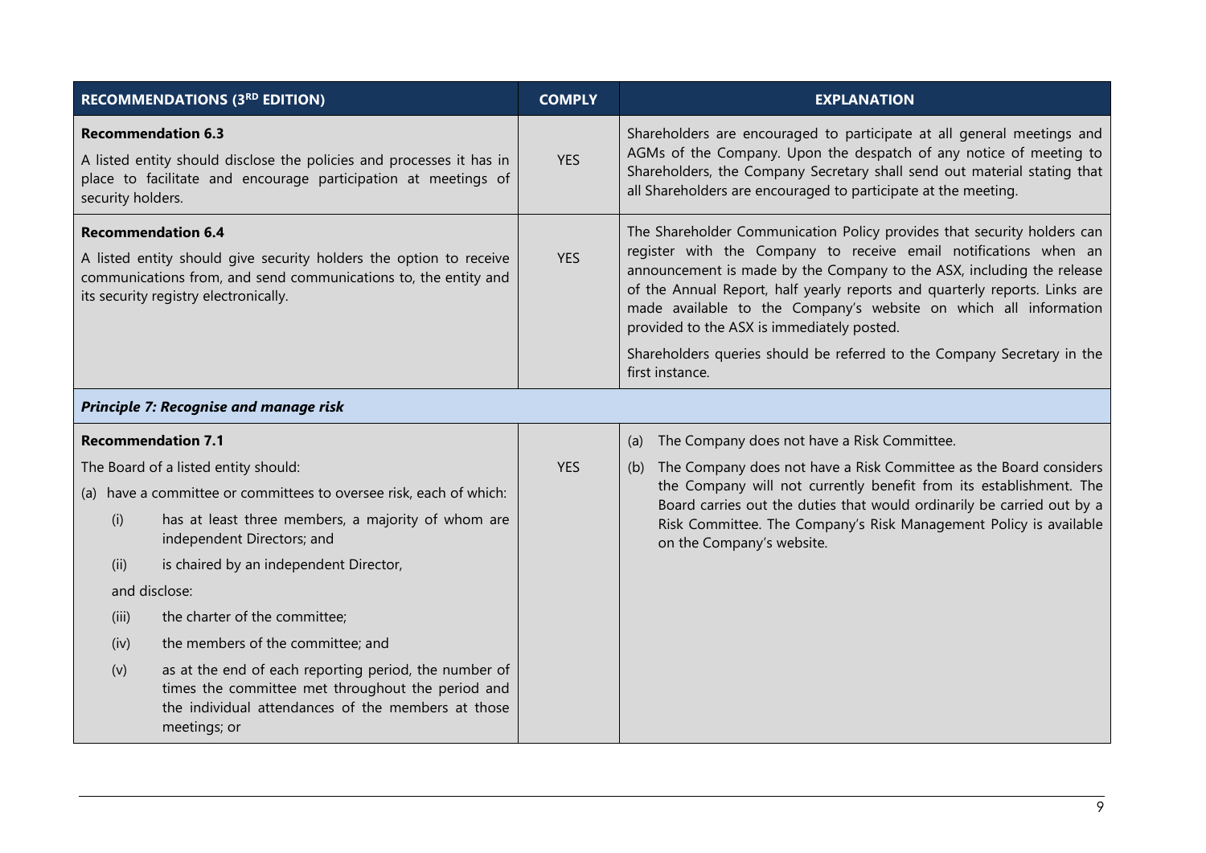| RECOMMENDATIONS (3RD EDITION) | COMPLY | EXPLANATION |
|---|---|---|
| **Recommendation 6.3**<br>A listed entity should disclose the policies and processes it has in place to facilitate and encourage participation at meetings of security holders. | YES | Shareholders are encouraged to participate at all general meetings and AGMs of the Company. Upon the despatch of any notice of meeting to Shareholders, the Company Secretary shall send out material stating that all Shareholders are encouraged to participate at the meeting. |
| **Recommendation 6.4**<br>A listed entity should give security holders the option to receive communications from, and send communications to, the entity and its security registry electronically. | YES | The Shareholder Communication Policy provides that security holders can register with the Company to receive email notifications when an announcement is made by the Company to the ASX, including the release of the Annual Report, half yearly reports and quarterly reports. Links are made available to the Company's website on which all information provided to the ASX is immediately posted.<br><br>Shareholders queries should be referred to the Company Secretary in the first instance. |
| ***Principle 7: Recognise and manage risk*** | | |
| **Recommendation 7.1**<br>The Board of a listed entity should:<br>(a) have a committee or committees to oversee risk, each of which:<br>(i) has at least three members, a majority of whom are independent Directors; and<br>(ii) is chaired by an independent Director,<br>and disclose:<br>(iii) the charter of the committee;<br>(iv) the members of the committee; and<br>(v) as at the end of each reporting period, the number of times the committee met throughout the period and the individual attendances of the members at those meetings; or | YES | (a) The Company does not have a Risk Committee.<br>(b) The Company does not have a Risk Committee as the Board considers the Company will not currently benefit from its establishment. The Board carries out the duties that would ordinarily be carried out by a Risk Committee. The Company's Risk Management Policy is available on the Company's website. |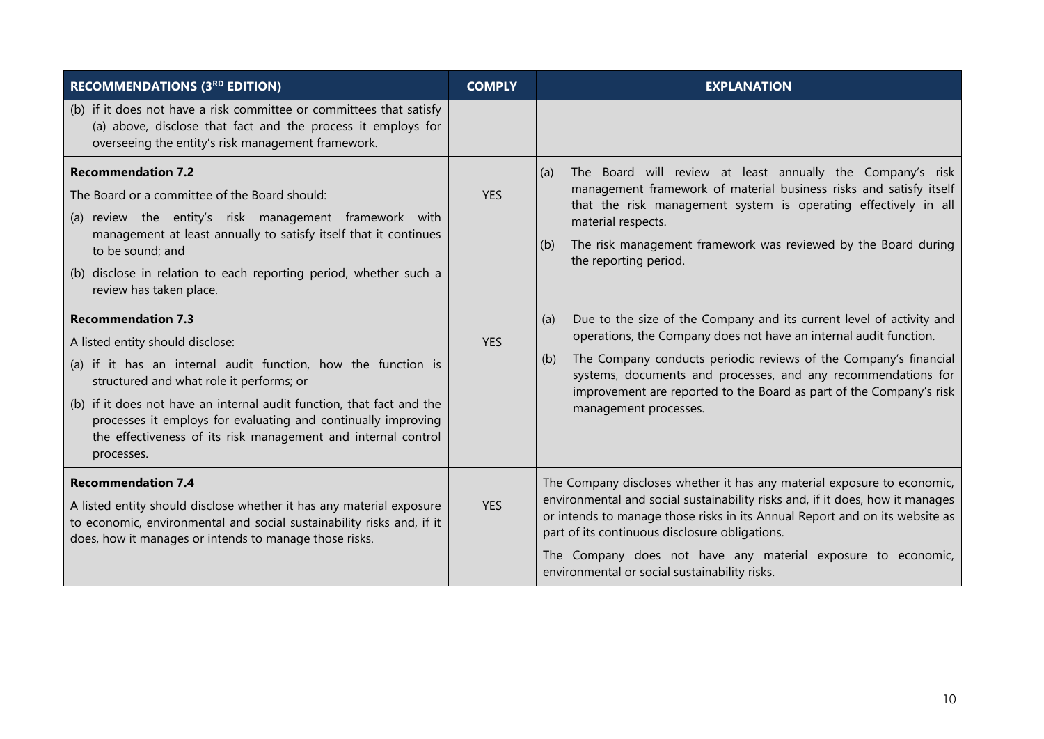| RECOMMENDATIONS (3RD EDITION) | COMPLY | EXPLANATION |
|---|---|---|
| (b) if it does not have a risk committee or committees that satisfy (a) above, disclose that fact and the process it employs for overseeing the entity's risk management framework. | | |
| **Recommendation 7.2**<br>The Board or a committee of the Board should:<br>(a) review the entity's risk management framework with management at least annually to satisfy itself that it continues to be sound; and<br>(b) disclose in relation to each reporting period, whether such a review has taken place. | YES | (a) The Board will review at least annually the Company's risk management framework of material business risks and satisfy itself that the risk management system is operating effectively in all material respects.<br>(b) The risk management framework was reviewed by the Board during the reporting period. |
| **Recommendation 7.3**<br>A listed entity should disclose:<br>(a) if it has an internal audit function, how the function is structured and what role it performs; or<br>(b) if it does not have an internal audit function, that fact and the processes it employs for evaluating and continually improving the effectiveness of its risk management and internal control processes. | YES | (a) Due to the size of the Company and its current level of activity and operations, the Company does not have an internal audit function.<br>(b) The Company conducts periodic reviews of the Company's financial systems, documents and processes, and any recommendations for improvement are reported to the Board as part of the Company's risk management processes. |
| **Recommendation 7.4**<br>A listed entity should disclose whether it has any material exposure to economic, environmental and social sustainability risks and, if it does, how it manages or intends to manage those risks. | YES | The Company discloses whether it has any material exposure to economic, environmental and social sustainability risks and, if it does, how it manages or intends to manage those risks in its Annual Report and on its website as part of its continuous disclosure obligations.<br>The Company does not have any material exposure to economic, environmental or social sustainability risks. |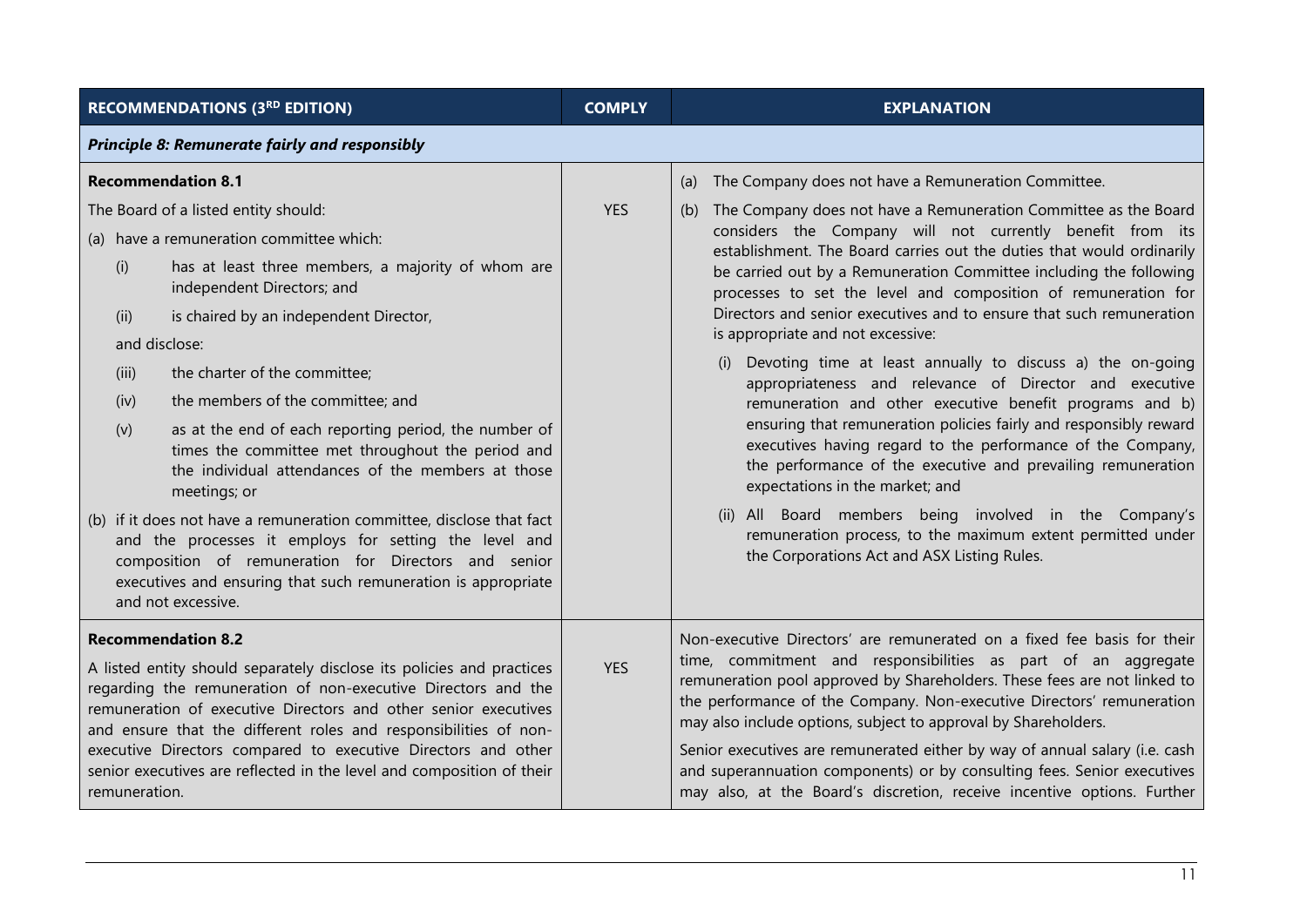| RECOMMENDATIONS (3RD EDITION) | COMPLY | EXPLANATION |
|---|---|---|
| ***Principle 8: Remunerate fairly and responsibly*** | | |
| **Recommendation 8.1**<br><br>The Board of a listed entity should:<br><br>(a) have a remuneration committee which:<br><br>(i) has at least three members, a majority of whom are independent Directors; and<br><br>(ii) is chaired by an independent Director,<br><br>and disclose:<br><br>(iii) the charter of the committee;<br><br>(iv) the members of the committee; and<br><br>(v) as at the end of each reporting period, the number of times the committee met throughout the period and the individual attendances of the members at those meetings; or<br><br>(b) if it does not have a remuneration committee, disclose that fact and the processes it employs for setting the level and composition of remuneration for Directors and senior executives and ensuring that such remuneration is appropriate and not excessive. | YES | (a) The Company does not have a Remuneration Committee.<br><br>(b) The Company does not have a Remuneration Committee as the Board considers the Company will not currently benefit from its establishment. The Board carries out the duties that would ordinarily be carried out by a Remuneration Committee including the following processes to set the level and composition of remuneration for Directors and senior executives and to ensure that such remuneration is appropriate and not excessive:<br><br>(i) Devoting time at least annually to discuss a) the on-going appropriateness and relevance of Director and executive remuneration and other executive benefit programs and b) ensuring that remuneration policies fairly and responsibly reward executives having regard to the performance of the Company, the performance of the executive and prevailing remuneration expectations in the market; and<br><br>(ii) All Board members being involved in the Company's remuneration process, to the maximum extent permitted under the Corporations Act and ASX Listing Rules. |
| **Recommendation 8.2**<br><br>A listed entity should separately disclose its policies and practices regarding the remuneration of non-executive Directors and the remuneration of executive Directors and other senior executives and ensure that the different roles and responsibilities of non-executive Directors compared to executive Directors and other senior executives are reflected in the level and composition of their remuneration. | YES | Non-executive Directors' are remunerated on a fixed fee basis for their time, commitment and responsibilities as part of an aggregate remuneration pool approved by Shareholders. These fees are not linked to the performance of the Company. Non-executive Directors' remuneration may also include options, subject to approval by Shareholders.<br><br>Senior executives are remunerated either by way of annual salary (i.e. cash and superannuation components) or by consulting fees. Senior executives may also, at the Board's discretion, receive incentive options. Further |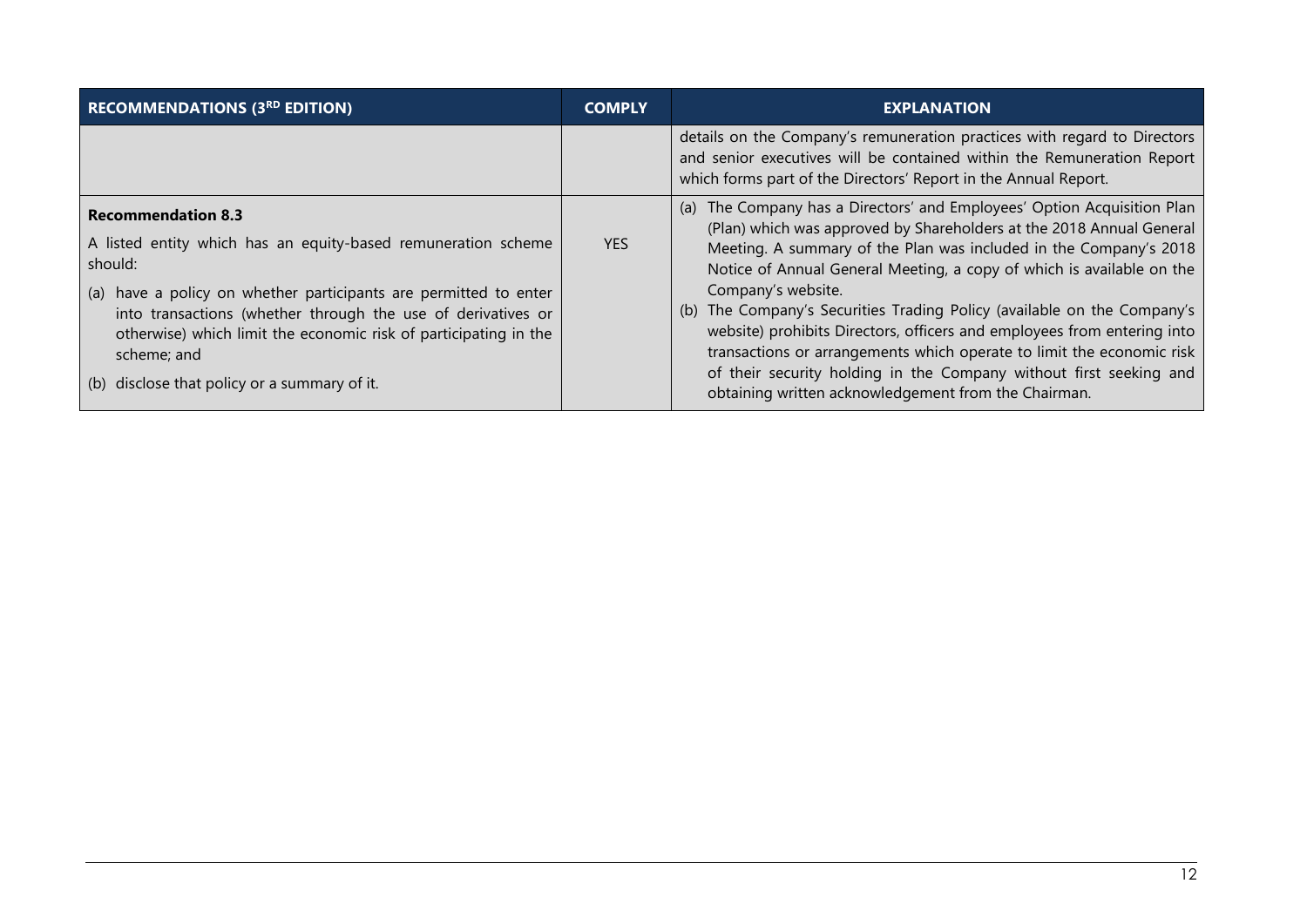| RECOMMENDATIONS (3RD EDITION) | COMPLY | EXPLANATION |
|---|---|---|
| | | details on the Company's remuneration practices with regard to Directors and senior executives will be contained within the Remuneration Report which forms part of the Directors' Report in the Annual Report. |
| **Recommendation 8.3**<br>A listed entity which has an equity-based remuneration scheme should:<br>(a) have a policy on whether participants are permitted to enter into transactions (whether through the use of derivatives or otherwise) which limit the economic risk of participating in the scheme; and<br>(b) disclose that policy or a summary of it. | YES | (a) The Company has a Directors' and Employees' Option Acquisition Plan (Plan) which was approved by Shareholders at the 2018 Annual General Meeting. A summary of the Plan was included in the Company's 2018 Notice of Annual General Meeting, a copy of which is available on the Company's website.<br>(b) The Company's Securities Trading Policy (available on the Company's website) prohibits Directors, officers and employees from entering into transactions or arrangements which operate to limit the economic risk of their security holding in the Company without first seeking and obtaining written acknowledgement from the Chairman. |